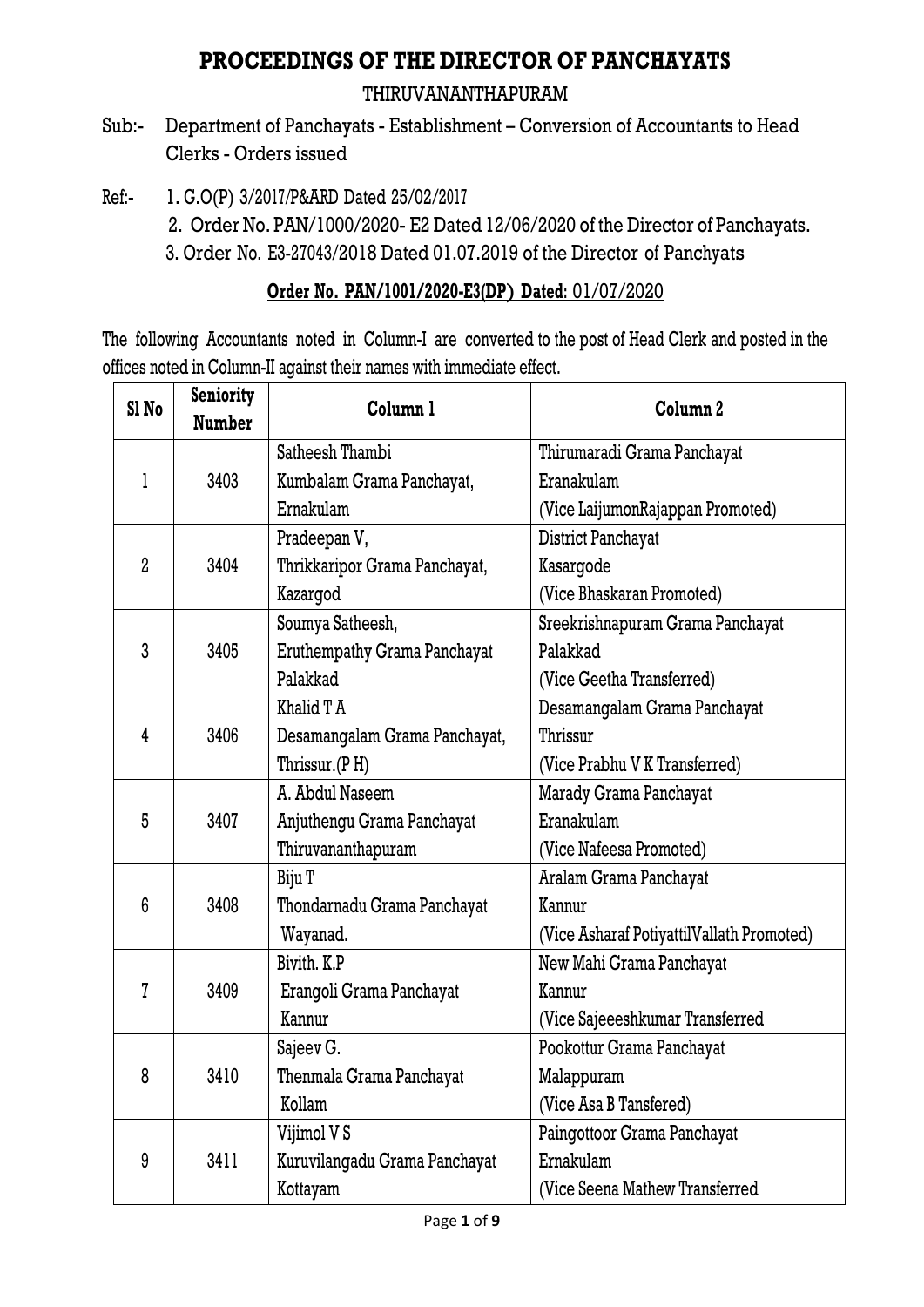# PROCEEDINGS OF THE DIRECTOR OF PANCHAYATS

THIRUVANANTHAPURAM

Sub:- Department of Panchayats - Establishment – Conversion of Accountants to Head Clerks - Orders issued

Ref:- 1. G.O(P) 3/2017/P&ARD Dated 25/02/2017
2. Order No. PAN/1000/2020- E2 Dated 12/06/2020 of the Director of Panchayats.
3. Order No. E3-27043/2018 Dated 01.07.2019 of the Director of Panchyats

**Order No. PAN/1001/2020-E3(DP) Dated:** 01/07/2020

The following Accountants noted in Column-I are converted to the post of Head Clerk and posted in the offices noted in Column-II against their names with immediate effect.

| Sl No | Seniority Number | Column 1 | Column 2 |
|---|---|---|---|
| 1 | 3403 | Satheesh Thambi<br>Kumbalam Grama Panchayat,<br>Ernakulam | Thirumaradi Grama Panchayat<br>Eranakulam<br>(Vice LaijumonRajappan Promoted) |
| 2 | 3404 | Pradeepan V,<br>Thrikkaripor Grama Panchayat,<br>Kazargod | District Panchayat<br>Kasargode<br>(Vice Bhaskaran Promoted) |
| 3 | 3405 | Soumya Satheesh,<br>Eruthempathy Grama Panchayat<br>Palakkad | Sreekrishnapuram Grama Panchayat<br>Palakkad<br>(Vice Geetha Transferred) |
| 4 | 3406 | Khalid T A<br>Desamangalam Grama Panchayat,<br>Thrissur.(P H) | Desamangalam Grama Panchayat<br>Thrissur<br>(Vice Prabhu V K Transferred) |
| 5 | 3407 | A. Abdul Naseem<br>Anjuthengu Grama Panchayat<br>Thiruvananthapuram | Marady Grama Panchayat<br>Eranakulam<br>(Vice Nafeesa Promoted) |
| 6 | 3408 | Biju T<br>Thondarnadu Grama Panchayat<br>Wayanad. | Aralam Grama Panchayat<br>Kannur<br>(Vice Asharaf PotiyattilVallath Promoted) |
| 7 | 3409 | Bivith. K.P<br>Erangoli Grama Panchayat<br>Kannur | New Mahi Grama Panchayat<br>Kannur<br>(Vice Sajeeeshkumar Transferred |
| 8 | 3410 | Sajeev G.<br>Thenmala Grama Panchayat<br>Kollam | Pookottur Grama Panchayat<br>Malappuram<br>(Vice Asa B Tansfered) |
| 9 | 3411 | Vijimol V S<br>Kuruvilangadu Grama Panchayat<br>Kottayam | Paingottoor Grama Panchayat<br>Ernakulam<br>(Vice Seena Mathew Transferred |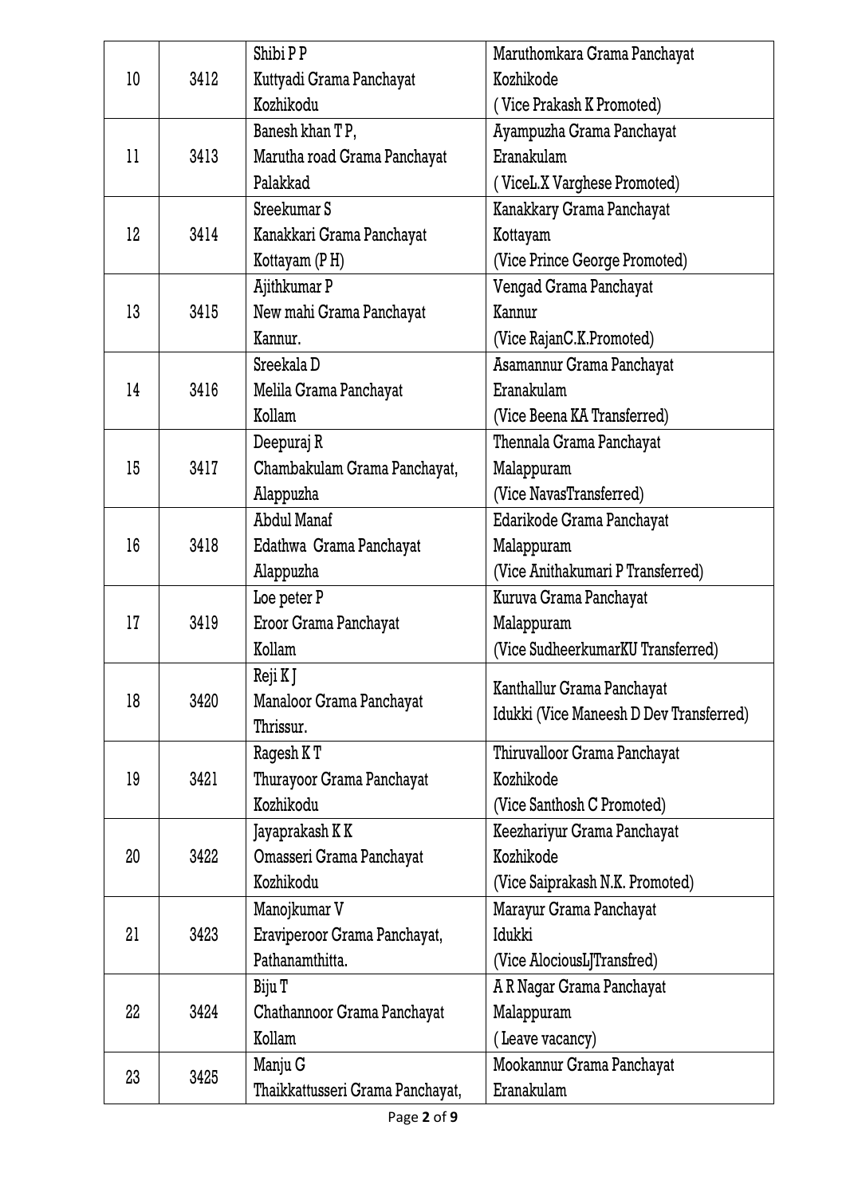| 10 | 3412 | Shibi P P Kuttyadi Grama Panchayat Kozhikodu | Maruthomkara Grama Panchayat Kozhikode ( Vice Prakash K Promoted) |
|---|---|---|---|
| 11 | 3413 | Banesh khan T P, Marutha road Grama Panchayat Palakkad | Ayampuzha Grama Panchayat Eranakulam ( ViceL.X Varghese Promoted) |
| 12 | 3414 | Sreekumar S Kanakkari Grama Panchayat Kottayam (P H) | Kanakkary Grama Panchayat Kottayam (Vice Prince George Promoted) |
| 13 | 3415 | Ajithkumar P New mahi Grama Panchayat Kannur. | Vengad Grama Panchayat Kannur (Vice RajanC.K.Promoted) |
| 14 | 3416 | Sreekala D Melila Grama Panchayat Kollam | Asamannur Grama Panchayat Eranakulam (Vice Beena KA Transferred) |
| 15 | 3417 | Deepuraj R Chambakulam Grama Panchayat, Alappuzha | Thennala Grama Panchayat Malappuram (Vice NavasTransferred) |
| 16 | 3418 | Abdul Manaf Edathwa Grama Panchayat Alappuzha | Edarikode Grama Panchayat Malappuram (Vice Anithakumari P Transferred) |
| 17 | 3419 | Loe peter P Eroor Grama Panchayat Kollam | Kuruva Grama Panchayat Malappuram (Vice SudheerkumarKU Transferred) |
| 18 | 3420 | Reji K J Manaloor Grama Panchayat Thrissur. | Kanthallur Grama Panchayat Idukki (Vice Maneesh D Dev Transferred) |
| 19 | 3421 | Ragesh K T Thurayoor Grama Panchayat Kozhikodu | Thiruvalloor Grama Panchayat Kozhikode (Vice Santhosh C Promoted) |
| 20 | 3422 | Jayaprakash K K Omasseri Grama Panchayat Kozhikodu | Keezhariyur Grama Panchayat Kozhikode (Vice Saiprakash N.K. Promoted) |
| 21 | 3423 | Manojkumar V Eraviperoor Grama Panchayat, Pathanamthitta. | Marayur Grama Panchayat Idukki (Vice AlociousLJTransfred) |
| 22 | 3424 | Biju T Chathannoor Grama Panchayat Kollam | A R Nagar Grama Panchayat Malappuram ( Leave vacancy) |
| 23 | 3425 | Manju G Thaikkattusseri Grama Panchayat, | Mookannur Grama Panchayat Eranakulam |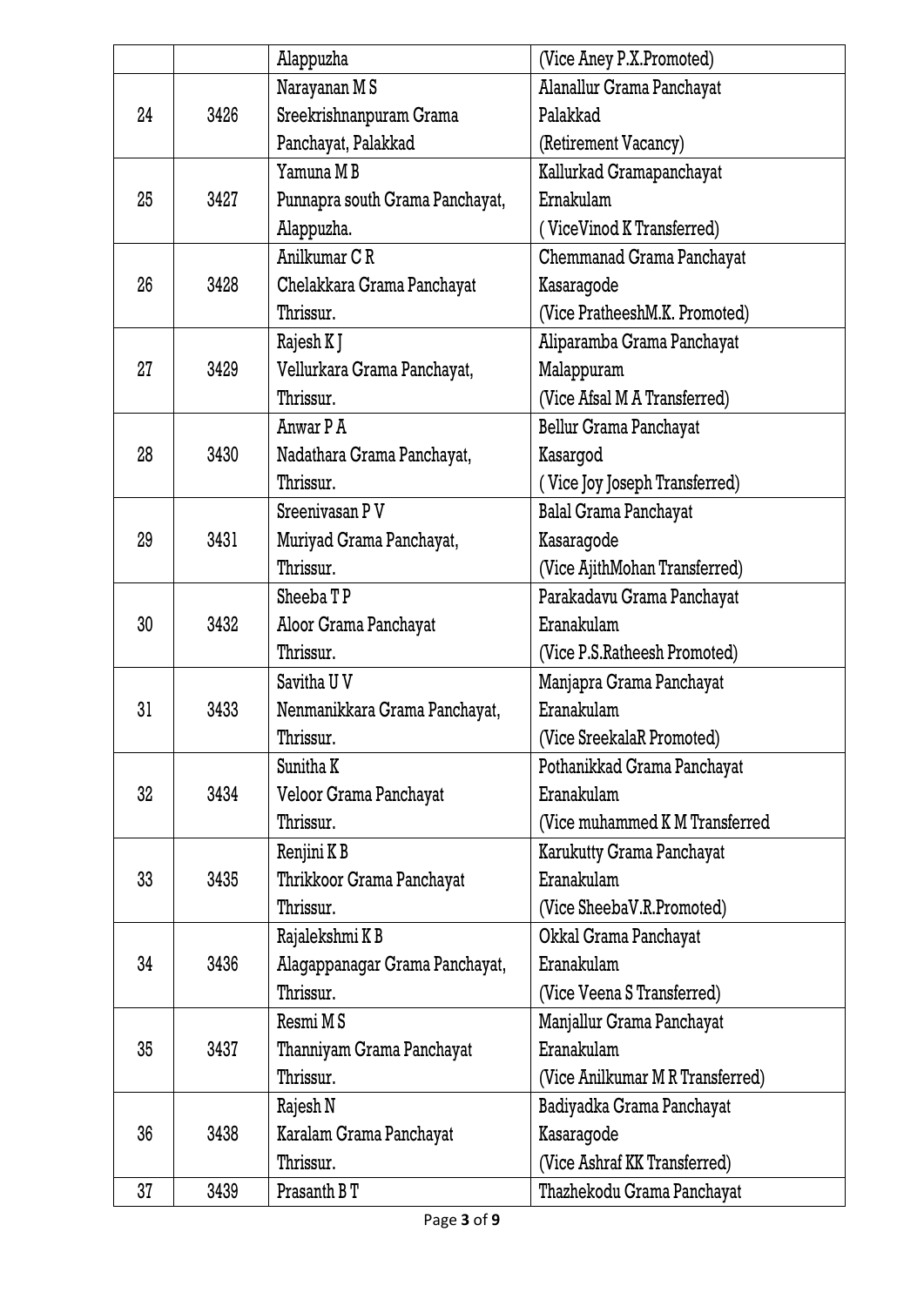| | | Alappuzha | (Vice Aney P.X.Promoted) |
|---|---|---|---|
| 24 | 3426 | Narayanan M S<br>Sreekrishnanpuram Grama Panchayat, Palakkad | Alanallur Grama Panchayat<br>Palakkad<br>(Retirement Vacancy) |
| 25 | 3427 | Yamuna M B<br>Punnapra south Grama Panchayat, Alappuzha. | Kallurkad Gramapanchayat<br>Ernakulam<br>( ViceVinod K Transferred) |
| 26 | 3428 | Anilkumar C R<br>Chelakkara Grama Panchayat<br>Thrissur. | Chemmanad Grama Panchayat<br>Kasaragode<br>(Vice PratheeshM.K. Promoted) |
| 27 | 3429 | Rajesh K J<br>Vellurkara Grama Panchayat,<br>Thrissur. | Aliparamba Grama Panchayat<br>Malappuram<br>(Vice Afsal M A Transferred) |
| 28 | 3430 | Anwar P A<br>Nadathara Grama Panchayat,<br>Thrissur. | Bellur Grama Panchayat<br>Kasargod<br>( Vice Joy Joseph Transferred) |
| 29 | 3431 | Sreenivasan P V<br>Muriyad Grama Panchayat,<br>Thrissur. | Balal Grama Panchayat<br>Kasaragode<br>(Vice AjithMohan Transferred) |
| 30 | 3432 | Sheeba T P<br>Aloor Grama Panchayat<br>Thrissur. | Parakadavu Grama Panchayat<br>Eranakulam<br>(Vice P.S.Ratheesh Promoted) |
| 31 | 3433 | Savitha U V<br>Nenmanikkara Grama Panchayat,<br>Thrissur. | Manjapra Grama Panchayat<br>Eranakulam<br>(Vice SreekalaR Promoted) |
| 32 | 3434 | Sunitha K<br>Veloor Grama Panchayat<br>Thrissur. | Pothanikkad Grama Panchayat<br>Eranakulam<br>(Vice muhammed K M Transferred |
| 33 | 3435 | Renjini K B<br>Thrikkoor Grama Panchayat<br>Thrissur. | Karukutty Grama Panchayat<br>Eranakulam<br>(Vice SheebaV.R.Promoted) |
| 34 | 3436 | Rajalekshmi K B<br>Alagappanagar Grama Panchayat,<br>Thrissur. | Okkal Grama Panchayat<br>Eranakulam<br>(Vice Veena S Transferred) |
| 35 | 3437 | Resmi M S<br>Thanniyam Grama Panchayat<br>Thrissur. | Manjallur Grama Panchayat<br>Eranakulam<br>(Vice Anilkumar M R Transferred) |
| 36 | 3438 | Rajesh N<br>Karalam Grama Panchayat<br>Thrissur. | Badiyadka Grama Panchayat<br>Kasaragode<br>(Vice Ashraf KK Transferred) |
| 37 | 3439 | Prasanth B T | Thazhekodu Grama Panchayat |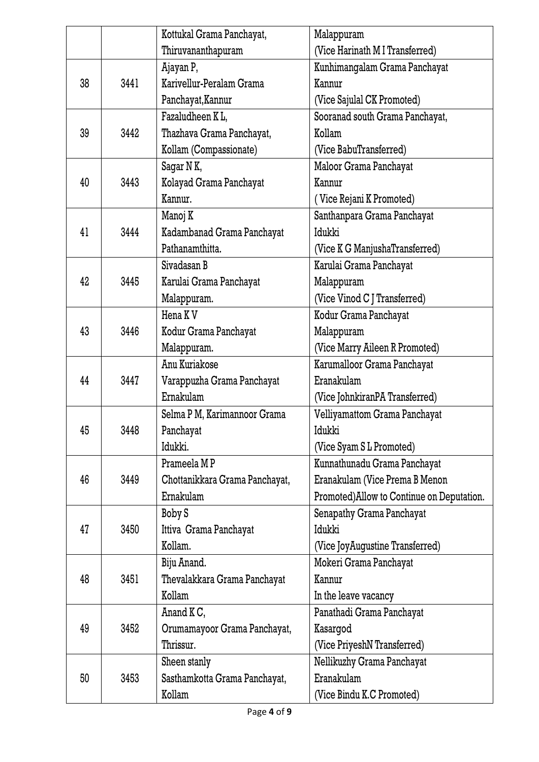| | | | |
|---|---|---|---|
| | | Kottukal Grama Panchayat, Thiruvananthapuram | Malappuram (Vice Harinath M I Transferred) |
| 38 | 3441 | Ajayan P, Karivellur-Peralam Grama Panchayat,Kannur | Kunhimangalam Grama Panchayat Kannur (Vice Sajulal CK Promoted) |
| 39 | 3442 | Fazaludheen K L, Thazhava Grama Panchayat, Kollam (Compassionate) | Sooranad south Grama Panchayat, Kollam (Vice BabuTransferred) |
| 40 | 3443 | Sagar N K, Kolayad Grama Panchayat Kannur. | Maloor Grama Panchayat Kannur ( Vice Rejani K Promoted) |
| 41 | 3444 | Manoj K Kadambanad Grama Panchayat Pathanamthitta. | Santhanpara Grama Panchayat Idukki (Vice K G ManjushaTransferred) |
| 42 | 3445 | Sivadasan B Karulai Grama Panchayat Malappuram. | Karulai Grama Panchayat Malappuram (Vice Vinod C J Transferred) |
| 43 | 3446 | Hena K V Kodur Grama Panchayat Malappuram. | Kodur Grama Panchayat Malappuram (Vice Marry Aileen R Promoted) |
| 44 | 3447 | Anu Kuriakose Varappuzha Grama Panchayat Ernakulam | Karumalloor Grama Panchayat Eranakulam (Vice JohnkiranPA Transferred) |
| 45 | 3448 | Selma P M, Karimannoor Grama Panchayat Idukki. | Velliyamattom Grama Panchayat Idukki (Vice Syam S L Promoted) |
| 46 | 3449 | Prameela M P Chottanikkara Grama Panchayat, Ernakulam | Kunnathunadu Grama Panchayat Eranakulam (Vice Prema B Menon Promoted)Allow to Continue on Deputation. |
| 47 | 3450 | Boby S Ittiva Grama Panchayat Kollam. | Senapathy Grama Panchayat Idukki (Vice JoyAugustine Transferred) |
| 48 | 3451 | Biju Anand. Thevalakkara Grama Panchayat Kollam | Mokeri Grama Panchayat Kannur In the leave vacancy |
| 49 | 3452 | Anand K C, Orumamayoor Grama Panchayat, Thrissur. | Panathadi Grama Panchayat Kasargod (Vice PriyeshN Transferred) |
| 50 | 3453 | Sheen stanly Sasthamkotta Grama Panchayat, Kollam | Nellikuzhy Grama Panchayat Eranakulam (Vice Bindu K.C Promoted) |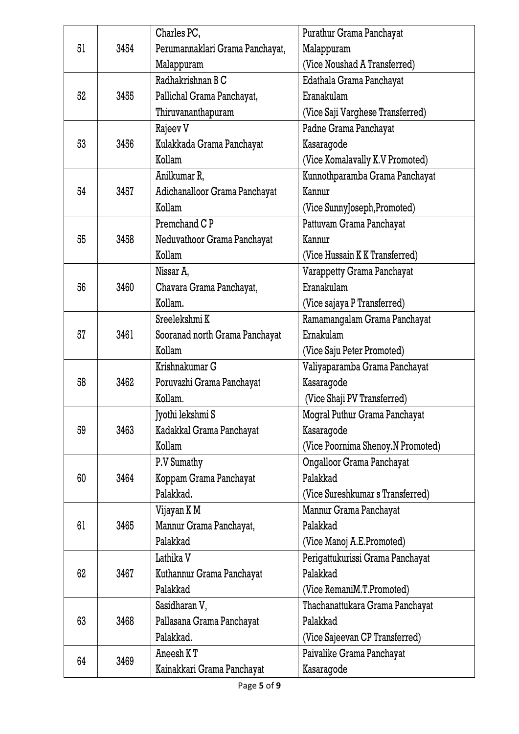| 51 | 3454 | Charles PC, Perumannaklari Grama Panchayat, Malappuram | Purathur Grama Panchayat Malappuram (Vice Noushad A Transferred) |
|---|---|---|---|
| 52 | 3455 | Radhakrishnan B C Pallichal Grama Panchayat, Thiruvananthapuram | Edathala Grama Panchayat Eranakulam (Vice Saji Varghese Transferred) |
| 53 | 3456 | Rajeev V Kulakkada Grama Panchayat Kollam | Padne Grama Panchayat Kasaragode (Vice Komalavally K.V Promoted) |
| 54 | 3457 | Anilkumar R, Adichanalloor Grama Panchayat Kollam | Kunnothparamba Grama Panchayat Kannur (Vice SunnyJoseph,Promoted) |
| 55 | 3458 | Premchand C P Neduvathoor Grama Panchayat Kollam | Pattuvam Grama Panchayat Kannur (Vice Hussain K K Transferred) |
| 56 | 3460 | Nissar A, Chavara Grama Panchayat, Kollam. | Varappetty Grama Panchayat Eranakulam (Vice sajaya P Transferred) |
| 57 | 3461 | Sreelekshmi K Sooranad north Grama Panchayat Kollam | Ramamangalam Grama Panchayat Ernakulam (Vice Saju Peter Promoted) |
| 58 | 3462 | Krishnakumar G Poruvazhi Grama Panchayat Kollam. | Valiyaparamba Grama Panchayat Kasaragode (Vice Shaji PV Transferred) |
| 59 | 3463 | Jyothi lekshmi S Kadakkal Grama Panchayat Kollam | Mogral Puthur Grama Panchayat Kasaragode (Vice Poornima Shenoy.N Promoted) |
| 60 | 3464 | P.V Sumathy Koppam Grama Panchayat Palakkad. | Ongalloor Grama Panchayat Palakkad (Vice Sureshkumar s Transferred) |
| 61 | 3465 | Vijayan K M Mannur Grama Panchayat, Palakkad | Mannur Grama Panchayat Palakkad (Vice Manoj A.E.Promoted) |
| 62 | 3467 | Lathika V Kuthannur Grama Panchayat Palakkad | Perigattukurissi Grama Panchayat Palakkad (Vice RemaniM.T.Promoted) |
| 63 | 3468 | Sasidharan V, Pallasana Grama Panchayat Palakkad. | Thachanattukara Grama Panchayat Palakkad (Vice Sajeevan CP Transferred) |
| 64 | 3469 | Aneesh K T Kainakkari Grama Panchayat | Paivalike Grama Panchayat Kasaragode |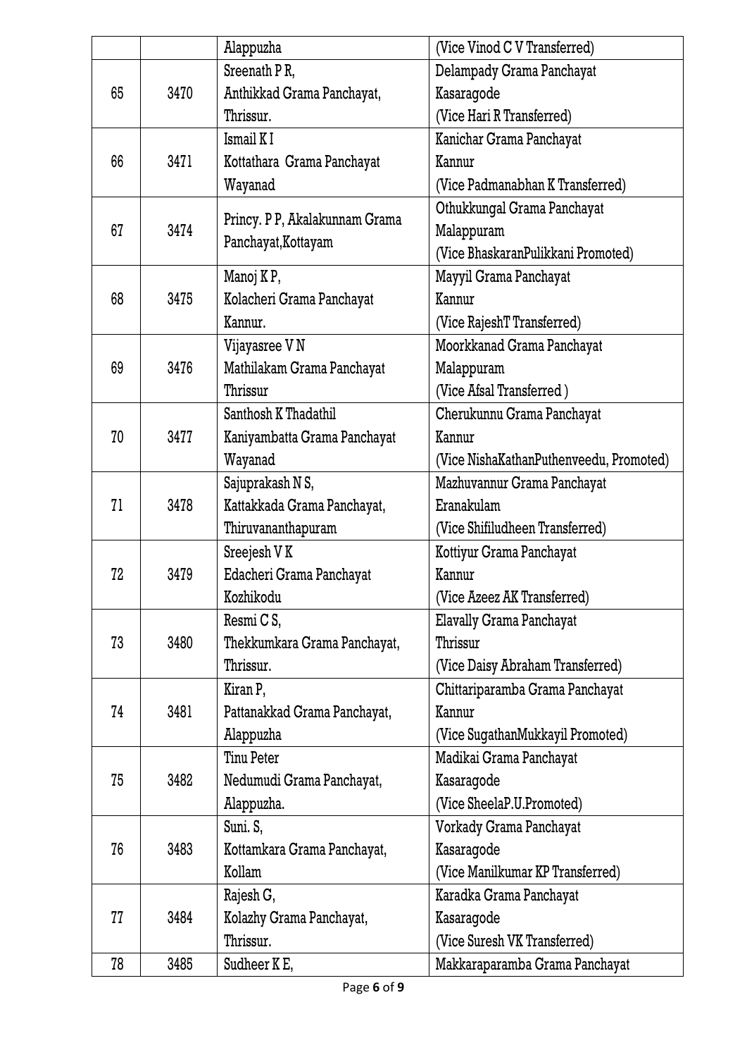|  |  |  |  |
|---|---|---|---|
|  |  | Alappuzha | (Vice Vinod C V Transferred) |
| 65 | 3470 | Sreenath P R, Anthikkad Grama Panchayat, Thrissur. | Delampady Grama Panchayat Kasaragode (Vice Hari R Transferred) |
| 66 | 3471 | Ismail K I Kottathara Grama Panchayat Wayanad | Kanichar Grama Panchayat Kannur (Vice Padmanabhan K Transferred) |
| 67 | 3474 | Princy. P P, Akalakunnam Grama Panchayat,Kottayam | Othukkungal Grama Panchayat Malappuram (Vice BhaskaranPulikkani Promoted) |
| 68 | 3475 | Manoj K P, Kolacheri Grama Panchayat Kannur. | Mayyil Grama Panchayat Kannur (Vice RajeshT Transferred) |
| 69 | 3476 | Vijayasree V N Mathilakam Grama Panchayat Thrissur | Moorkkanad Grama Panchayat Malappuram (Vice Afsal Transferred ) |
| 70 | 3477 | Santhosh K Thadathil Kaniyambatta Grama Panchayat Wayanad | Cherukunnu Grama Panchayat Kannur (Vice NishaKathanPuthenveedu, Promoted) |
| 71 | 3478 | Sajuprakash N S, Kattakkada Grama Panchayat, Thiruvananthapuram | Mazhuvannur Grama Panchayat Eranakulam (Vice Shifiludheen Transferred) |
| 72 | 3479 | Sreejesh V K Edacheri Grama Panchayat Kozhikodu | Kottiyur Grama Panchayat Kannur (Vice Azeez AK Transferred) |
| 73 | 3480 | Resmi C S, Thekkumkara Grama Panchayat, Thrissur. | Elavally Grama Panchayat Thrissur (Vice Daisy Abraham Transferred) |
| 74 | 3481 | Kiran P, Pattanakkad Grama Panchayat, Alappuzha | Chittariparamba Grama Panchayat Kannur (Vice SugathanMukkayil Promoted) |
| 75 | 3482 | Tinu Peter Nedumudi Grama Panchayat, Alappuzha. | Madikai Grama Panchayat Kasaragode (Vice SheelaP.U.Promoted) |
| 76 | 3483 | Suni. S, Kottamkara Grama Panchayat, Kollam | Vorkady Grama Panchayat Kasaragode (Vice Manilkumar KP Transferred) |
| 77 | 3484 | Rajesh G, Kolazhy Grama Panchayat, Thrissur. | Karadka Grama Panchayat Kasaragode (Vice Suresh VK Transferred) |
| 78 | 3485 | Sudheer K E, | Makkaraparamba Grama Panchayat |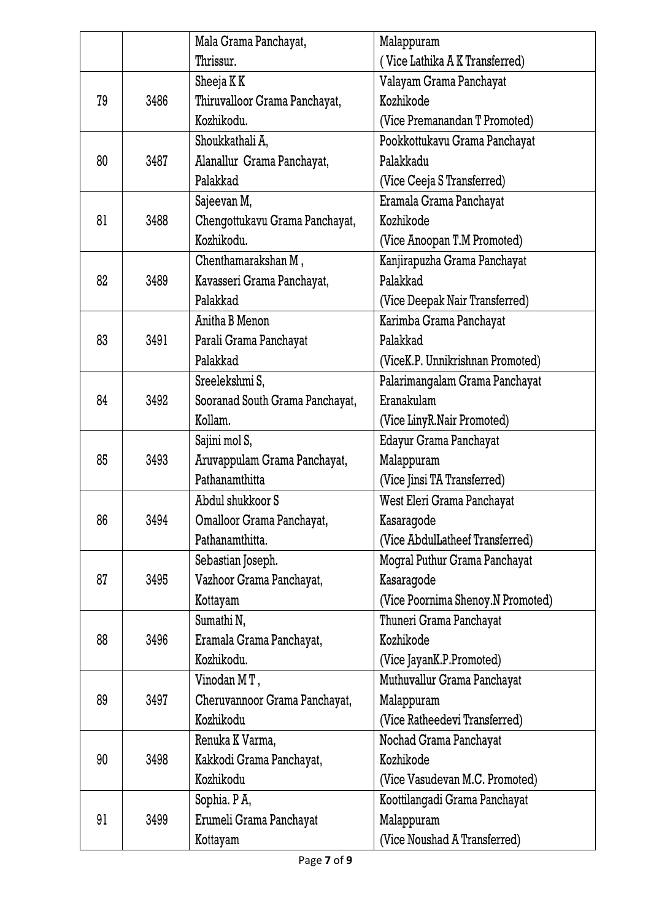| | | | |
|---|---|---|---|
| | | Mala Grama Panchayat, Thrissur. | Malappuram ( Vice Lathika A K Transferred) |
| 79 | 3486 | Sheeja K K Thiruvalloor Grama Panchayat, Kozhikodu. | Valayam Grama Panchayat Kozhikode (Vice Premanandan T Promoted) |
| 80 | 3487 | Shoukkathali A, Alanallur Grama Panchayat, Palakkad | Pookkottukavu Grama Panchayat Palakkadu (Vice Ceeja S Transferred) |
| 81 | 3488 | Sajeevan M, Chengottukavu Grama Panchayat, Kozhikodu. | Eramala Grama Panchayat Kozhikode (Vice Anoopan T.M Promoted) |
| 82 | 3489 | Chenthamarakshan M , Kavasseri Grama Panchayat, Palakkad | Kanjirapuzha Grama Panchayat Palakkad (Vice Deepak Nair Transferred) |
| 83 | 3491 | Anitha B Menon Parali Grama Panchayat Palakkad | Karimba Grama Panchayat Palakkad (ViceK.P. Unnikrishnan Promoted) |
| 84 | 3492 | Sreelekshmi S, Sooranad South Grama Panchayat, Kollam. | Palarimangalam Grama Panchayat Eranakulam (Vice LinyR.Nair Promoted) |
| 85 | 3493 | Sajini mol S, Aruvappulam Grama Panchayat, Pathanamthitta | Edayur Grama Panchayat Malappuram (Vice Jinsi TA Transferred) |
| 86 | 3494 | Abdul shukkoor S Omalloor Grama Panchayat, Pathanamthitta. | West Eleri Grama Panchayat Kasaragode (Vice AbdulLatheef Transferred) |
| 87 | 3495 | Sebastian Joseph. Vazhoor Grama Panchayat, Kottayam | Mogral Puthur Grama Panchayat Kasaragode (Vice Poornima Shenoy.N Promoted) |
| 88 | 3496 | Sumathi N, Eramala Grama Panchayat, Kozhikodu. | Thuneri Grama Panchayat Kozhikode (Vice JayanK.P.Promoted) |
| 89 | 3497 | Vinodan M T , Cheruvannoor Grama Panchayat, Kozhikodu | Muthuvallur Grama Panchayat Malappuram (Vice Ratheedevi Transferred) |
| 90 | 3498 | Renuka K Varma, Kakkodi Grama Panchayat, Kozhikodu | Nochad Grama Panchayat Kozhikode (Vice Vasudevan M.C. Promoted) |
| 91 | 3499 | Sophia. P A, Erumeli Grama Panchayat Kottayam | Koottilangadi Grama Panchayat Malappuram (Vice Noushad A Transferred) |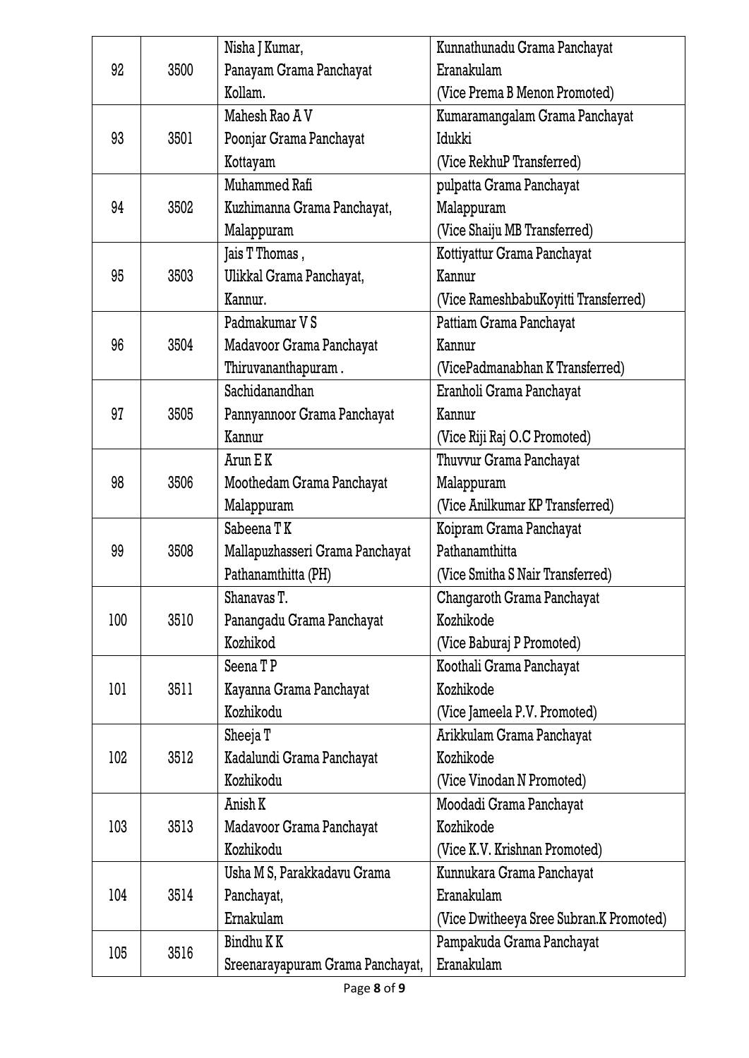| | | | |
|---|---|---|---|
| 92 | 3500 | Nisha J Kumar, Panayam Grama Panchayat Kollam. | Kunnathunadu Grama Panchayat Eranakulam (Vice Prema B Menon Promoted) |
| 93 | 3501 | Mahesh Rao A V Poonjar Grama Panchayat Kottayam | Kumaramangalam Grama Panchayat Idukki (Vice RekhuP Transferred) |
| 94 | 3502 | Muhammed Rafi Kuzhimanna Grama Panchayat, Malappuram | pulpatta Grama Panchayat Malappuram (Vice Shaiju MB Transferred) |
| 95 | 3503 | Jais T Thomas , Ulikkal Grama Panchayat, Kannur. | Kottiyattur Grama Panchayat Kannur (Vice RameshbabuKoyitti Transferred) |
| 96 | 3504 | Padmakumar V S Madavoor Grama Panchayat Thiruvananthapuram . | Pattiam Grama Panchayat Kannur (VicePadmanabhan K Transferred) |
| 97 | 3505 | Sachidanandhan Pannyannoor Grama Panchayat Kannur | Eranholi Grama Panchayat Kannur (Vice Riji Raj O.C Promoted) |
| 98 | 3506 | Arun E K Moothedam Grama Panchayat Malappuram | Thuvvur Grama Panchayat Malappuram (Vice Anilkumar KP Transferred) |
| 99 | 3508 | Sabeena T K Mallapuzhasseri Grama Panchayat Pathanamthitta (PH) | Koipram Grama Panchayat Pathanamthitta (Vice Smitha S Nair Transferred) |
| 100 | 3510 | Shanavas T. Panangadu Grama Panchayat Kozhikod | Changaroth Grama Panchayat Kozhikode (Vice Baburaj P Promoted) |
| 101 | 3511 | Seena T P Kayanna Grama Panchayat Kozhikodu | Koothali Grama Panchayat Kozhikode (Vice Jameela P.V. Promoted) |
| 102 | 3512 | Sheeja T Kadalundi Grama Panchayat Kozhikodu | Arikkulam Grama Panchayat Kozhikode (Vice Vinodan N Promoted) |
| 103 | 3513 | Anish K Madavoor Grama Panchayat Kozhikodu | Moodadi Grama Panchayat Kozhikode (Vice K.V. Krishnan Promoted) |
| 104 | 3514 | Usha M S, Parakkadavu Grama Panchayat, Ernakulam | Kunnukara Grama Panchayat Eranakulam (Vice Dwitheeya Sree Subran.K Promoted) |
| 105 | 3516 | Bindhu K K Sreenarayapuram Grama Panchayat, | Pampakuda Grama Panchayat Eranakulam |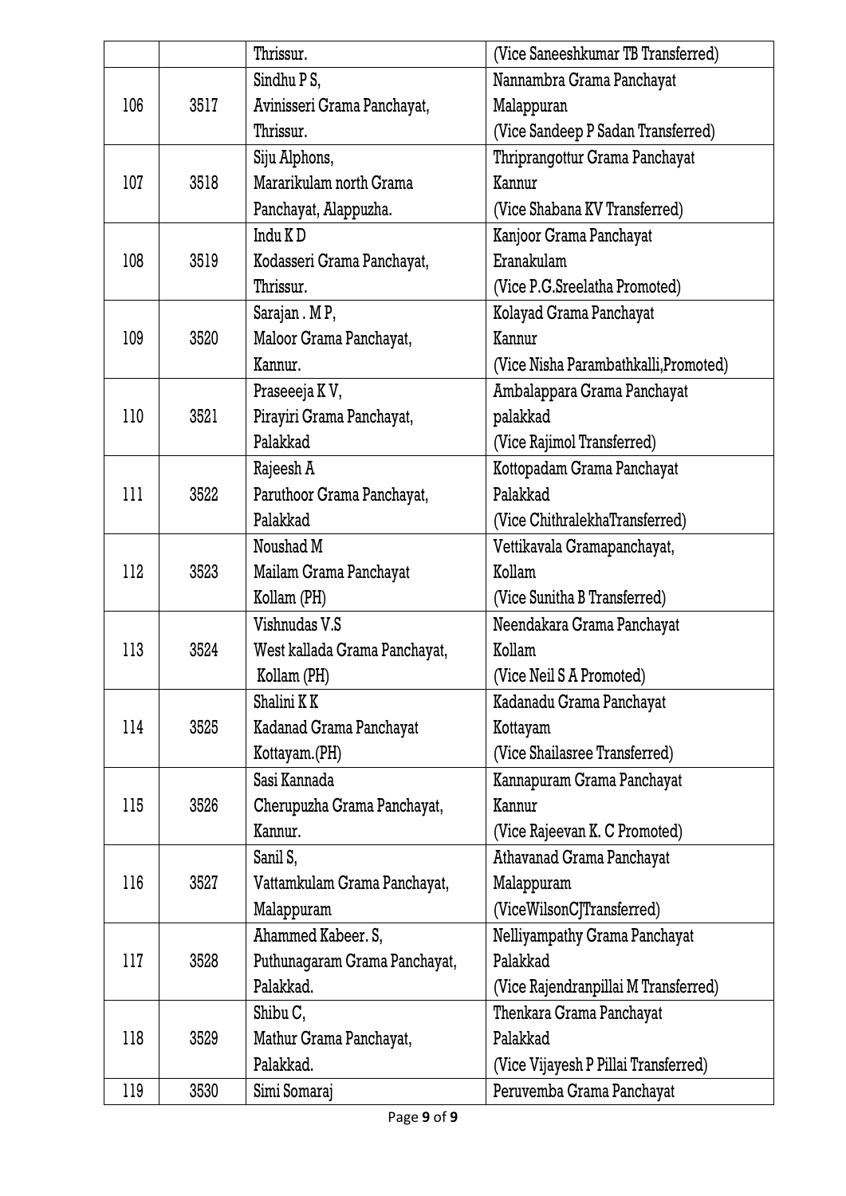| | | | |
|---|---|---|---|
| | | Thrissur. | (Vice Saneeshkumar TB Transferred) |
| 106 | 3517 | Sindhu P S, Avinisseri Grama Panchayat, Thrissur. | Nannambra Grama Panchayat Malappuran (Vice Sandeep P Sadan Transferred) |
| 107 | 3518 | Siju Alphons, Mararikulam north Grama Panchayat, Alappuzha. | Thriprangottur Grama Panchayat Kannur (Vice Shabana KV Transferred) |
| 108 | 3519 | Indu K D Kodasseri Grama Panchayat, Thrissur. | Kanjoor Grama Panchayat Eranakulam (Vice P.G.Sreelatha Promoted) |
| 109 | 3520 | Sarajan . M P, Maloor Grama Panchayat, Kannur. | Kolayad Grama Panchayat Kannur (Vice Nisha Parambathkalli,Promoted) |
| 110 | 3521 | Praseeeja K V, Pirayiri Grama Panchayat, Palakkad | Ambalappara Grama Panchayat palakkad (Vice Rajimol Transferred) |
| 111 | 3522 | Rajeesh A Paruthoor Grama Panchayat, Palakkad | Kottopadam Grama Panchayat Palakkad (Vice ChithralekhaTransferred) |
| 112 | 3523 | Noushad M Mailam Grama Panchayat Kollam (PH) | Vettikavala Gramapanchayat, Kollam (Vice Sunitha B Transferred) |
| 113 | 3524 | Vishnudas V.S West kallada Grama Panchayat, Kollam (PH) | Neendakara Grama Panchayat Kollam (Vice Neil S A Promoted) |
| 114 | 3525 | Shalini K K Kadanad Grama Panchayat Kottayam.(PH) | Kadanadu Grama Panchayat Kottayam (Vice Shailasree Transferred) |
| 115 | 3526 | Sasi Kannada Cherupuzha Grama Panchayat, Kannur. | Kannapuram Grama Panchayat Kannur (Vice Rajeevan K. C Promoted) |
| 116 | 3527 | Sanil S, Vattamkulam Grama Panchayat, Malappuram | Athavanad Grama Panchayat Malappuram (ViceWilsonCJTransferred) |
| 117 | 3528 | Ahammed Kabeer. S, Puthunagaram Grama Panchayat, Palakkad. | Nelliyampathy Grama Panchayat Palakkad (Vice Rajendranpillai M Transferred) |
| 118 | 3529 | Shibu C, Mathur Grama Panchayat, Palakkad. | Thenkara Grama Panchayat Palakkad (Vice Vijayesh P Pillai Transferred) |
| 119 | 3530 | Simi Somaraj | Peruvemba Grama Panchayat |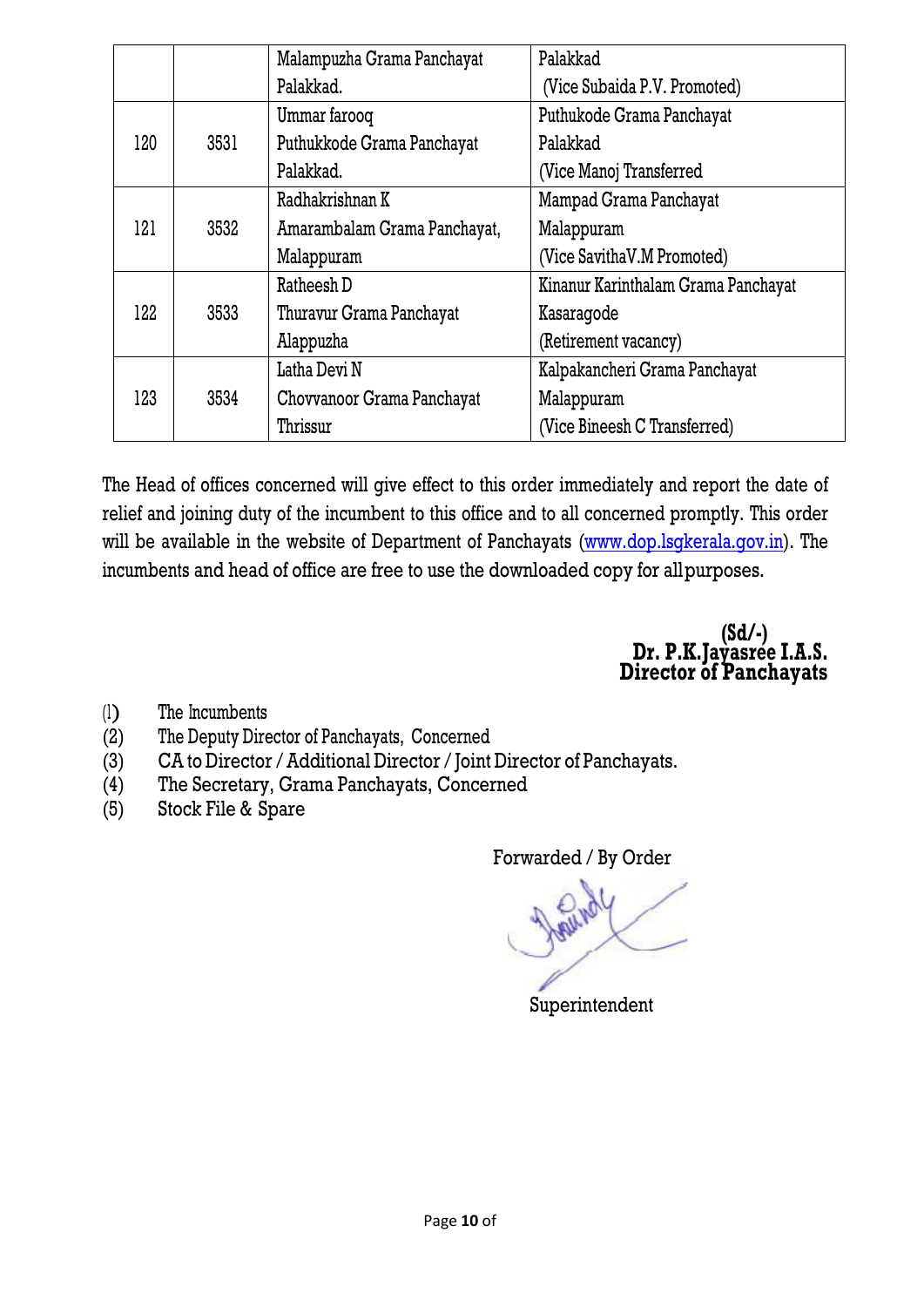| | | | |
|---|---|---|---|
| | | Malampuzha Grama Panchayat Palakkad. | Palakkad (Vice Subaida P.V. Promoted) |
| 120 | 3531 | Ummar farooq Puthukkode Grama Panchayat Palakkad. | Puthukode Grama Panchayat Palakkad (Vice Manoj Transferred |
| 121 | 3532 | Radhakrishnan K Amarambalam Grama Panchayat, Malappuram | Mampad Grama Panchayat Malappuram (Vice SavithaV.M Promoted) |
| 122 | 3533 | Ratheesh D Thuravur Grama Panchayat Alappuzha | Kinanur Karinthalam Grama Panchayat Kasaragode (Retirement vacancy) |
| 123 | 3534 | Latha Devi N Chovvanoor Grama Panchayat Thrissur | Kalpakancheri Grama Panchayat Malappuram (Vice Bineesh C Transferred) |

The Head of offices concerned will give effect to this order immediately and report the date of relief and joining duty of the incumbent to this office and to all concerned promptly. This order will be available in the website of Department of Panchayats (www.dop.lsgkerala.gov.in). The incumbents and head of office are free to use the downloaded copy for all purposes.

**(Sd/-)**
**Dr. P.K.Jayasree I.A.S.**
**Director of Panchayats**

(1) The Incumbents
(2) The Deputy Director of Panchayats, Concerned
(3) CA to Director / Additional Director / Joint Director of Panchayats.
(4) The Secretary, Grama Panchayats, Concerned
(5) Stock File & Spare

Forwarded / By Order

Superintendent